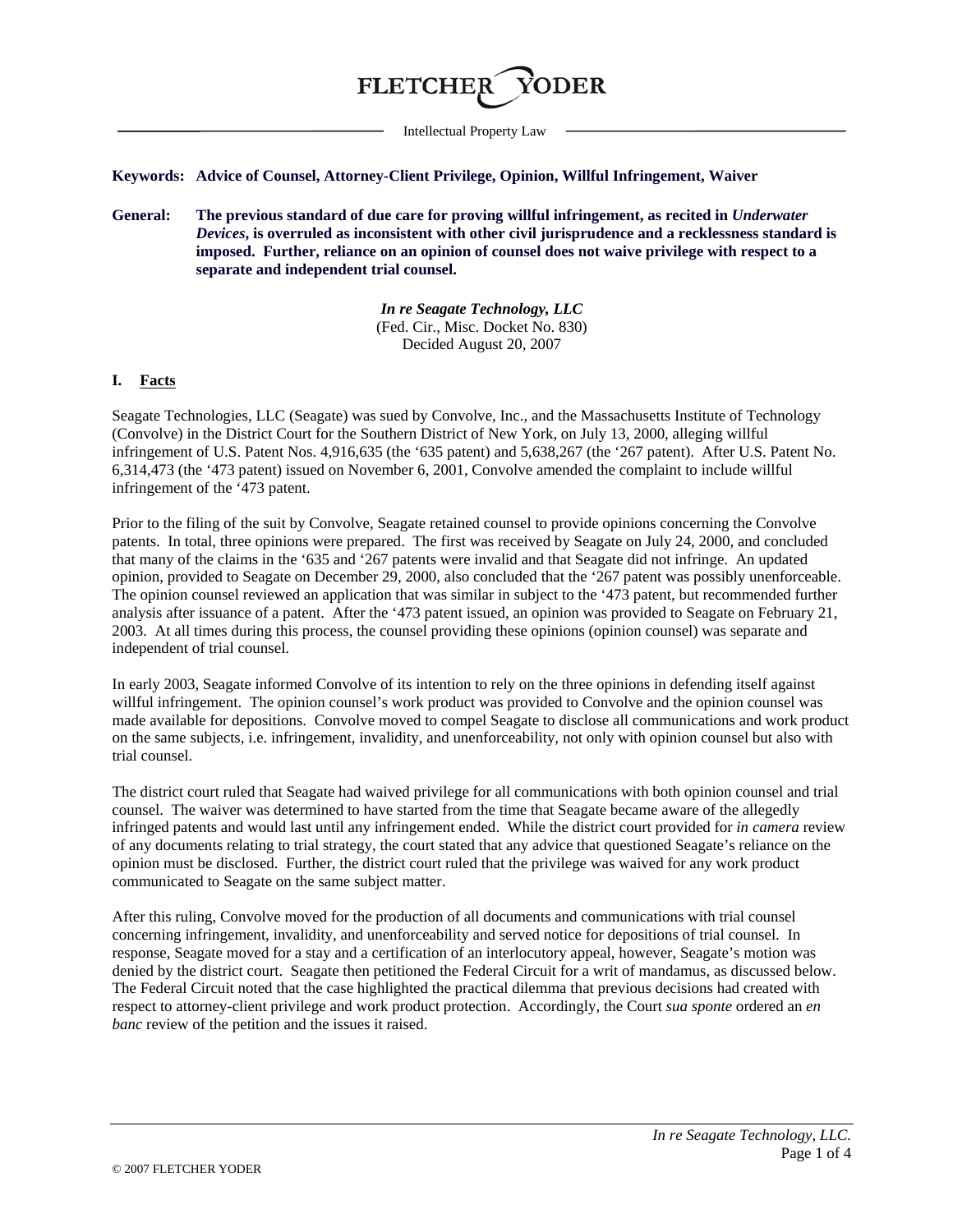FLETCHER YODER

Intellectual Property Law

**Keywords: Advice of Counsel, Attorney-Client Privilege, Opinion, Willful Infringement, Waiver**

**General: The previous standard of due care for proving willful infringement, as recited in *Underwater Devices*, is overruled as inconsistent with other civil jurisprudence and a recklessness standard is imposed. Further, reliance on an opinion of counsel does not waive privilege with respect to a separate and independent trial counsel.**

***In re Seagate Technology, LLC***
(Fed. Cir., Misc. Docket No. 830)
Decided August 20, 2007

## I. Facts

Seagate Technologies, LLC (Seagate) was sued by Convolve, Inc., and the Massachusetts Institute of Technology (Convolve) in the District Court for the Southern District of New York, on July 13, 2000, alleging willful infringement of U.S. Patent Nos. 4,916,635 (the '635 patent) and 5,638,267 (the '267 patent). After U.S. Patent No. 6,314,473 (the '473 patent) issued on November 6, 2001, Convolve amended the complaint to include willful infringement of the '473 patent.

Prior to the filing of the suit by Convolve, Seagate retained counsel to provide opinions concerning the Convolve patents. In total, three opinions were prepared. The first was received by Seagate on July 24, 2000, and concluded that many of the claims in the '635 and '267 patents were invalid and that Seagate did not infringe. An updated opinion, provided to Seagate on December 29, 2000, also concluded that the '267 patent was possibly unenforceable. The opinion counsel reviewed an application that was similar in subject to the '473 patent, but recommended further analysis after issuance of a patent. After the '473 patent issued, an opinion was provided to Seagate on February 21, 2003. At all times during this process, the counsel providing these opinions (opinion counsel) was separate and independent of trial counsel.

In early 2003, Seagate informed Convolve of its intention to rely on the three opinions in defending itself against willful infringement. The opinion counsel's work product was provided to Convolve and the opinion counsel was made available for depositions. Convolve moved to compel Seagate to disclose all communications and work product on the same subjects, i.e. infringement, invalidity, and unenforceability, not only with opinion counsel but also with trial counsel.

The district court ruled that Seagate had waived privilege for all communications with both opinion counsel and trial counsel. The waiver was determined to have started from the time that Seagate became aware of the allegedly infringed patents and would last until any infringement ended. While the district court provided for *in camera* review of any documents relating to trial strategy, the court stated that any advice that questioned Seagate's reliance on the opinion must be disclosed. Further, the district court ruled that the privilege was waived for any work product communicated to Seagate on the same subject matter.

After this ruling, Convolve moved for the production of all documents and communications with trial counsel concerning infringement, invalidity, and unenforceability and served notice for depositions of trial counsel. In response, Seagate moved for a stay and a certification of an interlocutory appeal, however, Seagate's motion was denied by the district court. Seagate then petitioned the Federal Circuit for a writ of mandamus, as discussed below. The Federal Circuit noted that the case highlighted the practical dilemma that previous decisions had created with respect to attorney-client privilege and work product protection. Accordingly, the Court *sua sponte* ordered an *en banc* review of the petition and the issues it raised.

© 2007 FLETCHER YODER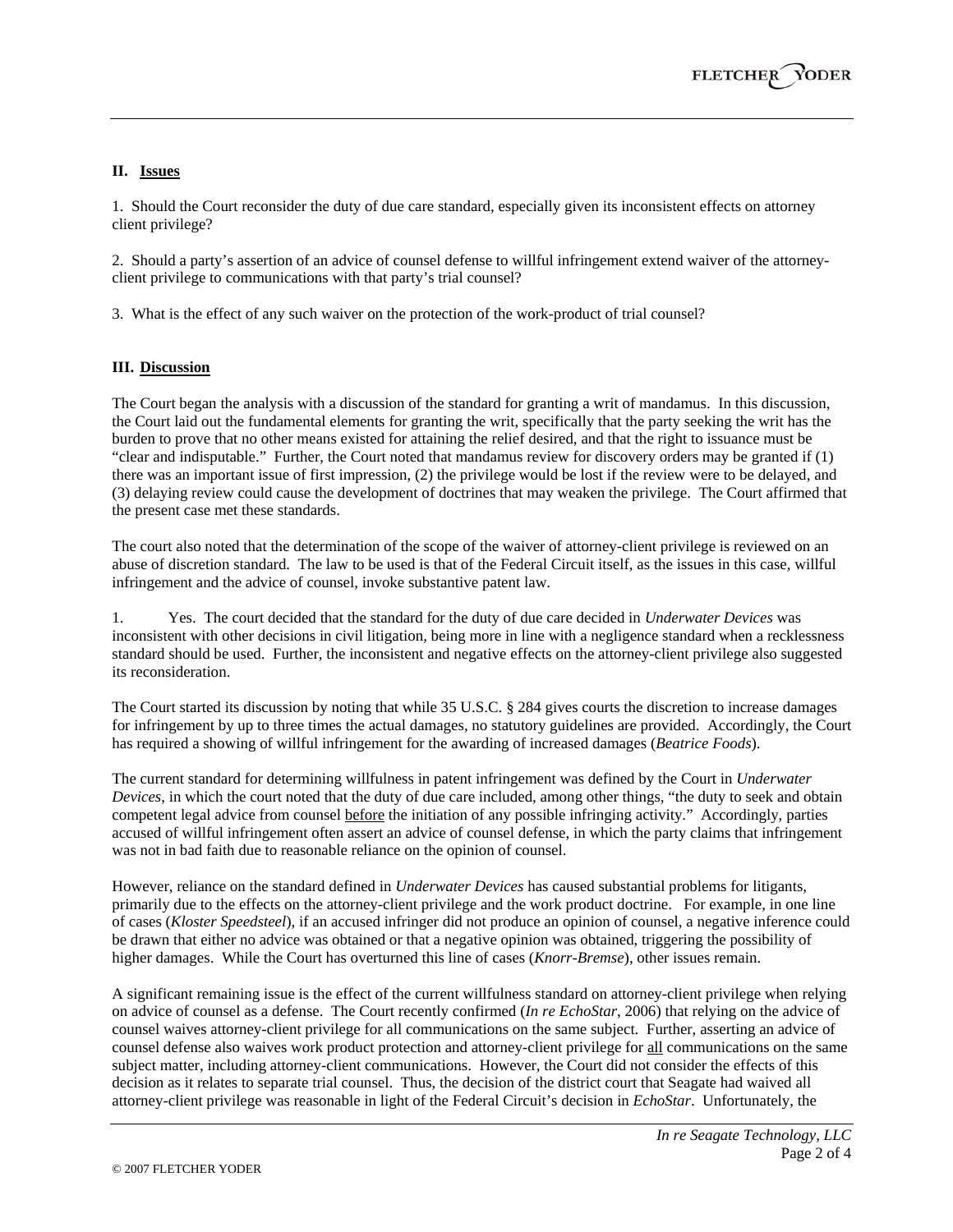## II. Issues

1. Should the Court reconsider the duty of due care standard, especially given its inconsistent effects on attorney client privilege?

2. Should a party's assertion of an advice of counsel defense to willful infringement extend waiver of the attorney-client privilege to communications with that party's trial counsel?

3. What is the effect of any such waiver on the protection of the work-product of trial counsel?

## III. Discussion

The Court began the analysis with a discussion of the standard for granting a writ of mandamus. In this discussion, the Court laid out the fundamental elements for granting the writ, specifically that the party seeking the writ has the burden to prove that no other means existed for attaining the relief desired, and that the right to issuance must be "clear and indisputable." Further, the Court noted that mandamus review for discovery orders may be granted if (1) there was an important issue of first impression, (2) the privilege would be lost if the review were to be delayed, and (3) delaying review could cause the development of doctrines that may weaken the privilege. The Court affirmed that the present case met these standards.

The court also noted that the determination of the scope of the waiver of attorney-client privilege is reviewed on an abuse of discretion standard. The law to be used is that of the Federal Circuit itself, as the issues in this case, willful infringement and the advice of counsel, invoke substantive patent law.

1. Yes. The court decided that the standard for the duty of due care decided in *Underwater Devices* was inconsistent with other decisions in civil litigation, being more in line with a negligence standard when a recklessness standard should be used. Further, the inconsistent and negative effects on the attorney-client privilege also suggested its reconsideration.

The Court started its discussion by noting that while 35 U.S.C. § 284 gives courts the discretion to increase damages for infringement by up to three times the actual damages, no statutory guidelines are provided. Accordingly, the Court has required a showing of willful infringement for the awarding of increased damages (*Beatrice Foods*).

The current standard for determining willfulness in patent infringement was defined by the Court in *Underwater Devices*, in which the court noted that the duty of due care included, among other things, "the duty to seek and obtain competent legal advice from counsel before the initiation of any possible infringing activity." Accordingly, parties accused of willful infringement often assert an advice of counsel defense, in which the party claims that infringement was not in bad faith due to reasonable reliance on the opinion of counsel.

However, reliance on the standard defined in *Underwater Devices* has caused substantial problems for litigants, primarily due to the effects on the attorney-client privilege and the work product doctrine. For example, in one line of cases (*Kloster Speedsteel*), if an accused infringer did not produce an opinion of counsel, a negative inference could be drawn that either no advice was obtained or that a negative opinion was obtained, triggering the possibility of higher damages. While the Court has overturned this line of cases (*Knorr-Bremse*), other issues remain.

A significant remaining issue is the effect of the current willfulness standard on attorney-client privilege when relying on advice of counsel as a defense. The Court recently confirmed (*In re EchoStar*, 2006) that relying on the advice of counsel waives attorney-client privilege for all communications on the same subject. Further, asserting an advice of counsel defense also waives work product protection and attorney-client privilege for all communications on the same subject matter, including attorney-client communications. However, the Court did not consider the effects of this decision as it relates to separate trial counsel. Thus, the decision of the district court that Seagate had waived all attorney-client privilege was reasonable in light of the Federal Circuit's decision in *EchoStar*. Unfortunately, the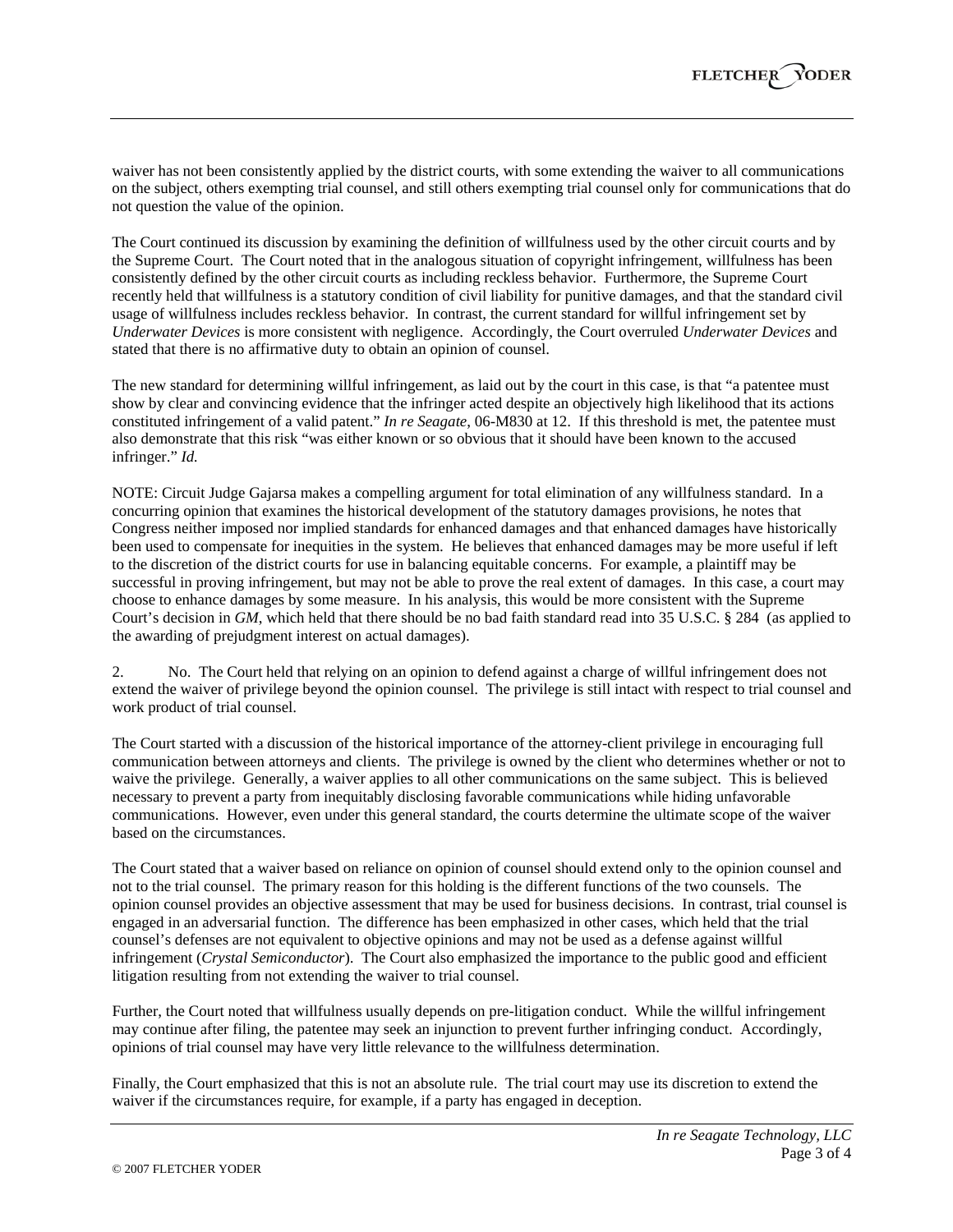waiver has not been consistently applied by the district courts, with some extending the waiver to all communications on the subject, others exempting trial counsel, and still others exempting trial counsel only for communications that do not question the value of the opinion.

The Court continued its discussion by examining the definition of willfulness used by the other circuit courts and by the Supreme Court. The Court noted that in the analogous situation of copyright infringement, willfulness has been consistently defined by the other circuit courts as including reckless behavior. Furthermore, the Supreme Court recently held that willfulness is a statutory condition of civil liability for punitive damages, and that the standard civil usage of willfulness includes reckless behavior. In contrast, the current standard for willful infringement set by *Underwater Devices* is more consistent with negligence. Accordingly, the Court overruled *Underwater Devices* and stated that there is no affirmative duty to obtain an opinion of counsel.

The new standard for determining willful infringement, as laid out by the court in this case, is that "a patentee must show by clear and convincing evidence that the infringer acted despite an objectively high likelihood that its actions constituted infringement of a valid patent." *In re Seagate*, 06-M830 at 12. If this threshold is met, the patentee must also demonstrate that this risk "was either known or so obvious that it should have been known to the accused infringer." *Id.*

NOTE: Circuit Judge Gajarsa makes a compelling argument for total elimination of any willfulness standard. In a concurring opinion that examines the historical development of the statutory damages provisions, he notes that Congress neither imposed nor implied standards for enhanced damages and that enhanced damages have historically been used to compensate for inequities in the system. He believes that enhanced damages may be more useful if left to the discretion of the district courts for use in balancing equitable concerns. For example, a plaintiff may be successful in proving infringement, but may not be able to prove the real extent of damages. In this case, a court may choose to enhance damages by some measure. In his analysis, this would be more consistent with the Supreme Court's decision in *GM*, which held that there should be no bad faith standard read into 35 U.S.C. § 284 (as applied to the awarding of prejudgment interest on actual damages).

2. No. The Court held that relying on an opinion to defend against a charge of willful infringement does not extend the waiver of privilege beyond the opinion counsel. The privilege is still intact with respect to trial counsel and work product of trial counsel.

The Court started with a discussion of the historical importance of the attorney-client privilege in encouraging full communication between attorneys and clients. The privilege is owned by the client who determines whether or not to waive the privilege. Generally, a waiver applies to all other communications on the same subject. This is believed necessary to prevent a party from inequitably disclosing favorable communications while hiding unfavorable communications. However, even under this general standard, the courts determine the ultimate scope of the waiver based on the circumstances.

The Court stated that a waiver based on reliance on opinion of counsel should extend only to the opinion counsel and not to the trial counsel. The primary reason for this holding is the different functions of the two counsels. The opinion counsel provides an objective assessment that may be used for business decisions. In contrast, trial counsel is engaged in an adversarial function. The difference has been emphasized in other cases, which held that the trial counsel's defenses are not equivalent to objective opinions and may not be used as a defense against willful infringement (*Crystal Semiconductor*). The Court also emphasized the importance to the public good and efficient litigation resulting from not extending the waiver to trial counsel.

Further, the Court noted that willfulness usually depends on pre-litigation conduct. While the willful infringement may continue after filing, the patentee may seek an injunction to prevent further infringing conduct. Accordingly, opinions of trial counsel may have very little relevance to the willfulness determination.

Finally, the Court emphasized that this is not an absolute rule. The trial court may use its discretion to extend the waiver if the circumstances require, for example, if a party has engaged in deception.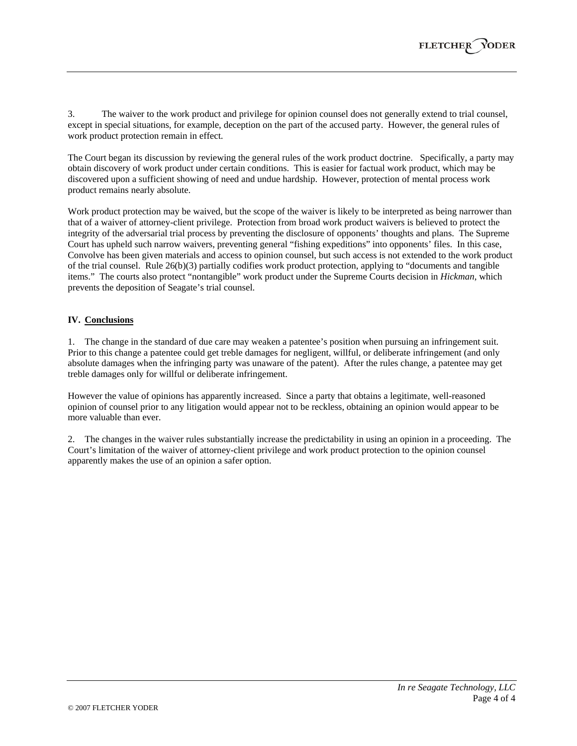3. The waiver to the work product and privilege for opinion counsel does not generally extend to trial counsel, except in special situations, for example, deception on the part of the accused party. However, the general rules of work product protection remain in effect.

The Court began its discussion by reviewing the general rules of the work product doctrine. Specifically, a party may obtain discovery of work product under certain conditions. This is easier for factual work product, which may be discovered upon a sufficient showing of need and undue hardship. However, protection of mental process work product remains nearly absolute.

Work product protection may be waived, but the scope of the waiver is likely to be interpreted as being narrower than that of a waiver of attorney-client privilege. Protection from broad work product waivers is believed to protect the integrity of the adversarial trial process by preventing the disclosure of opponents' thoughts and plans. The Supreme Court has upheld such narrow waivers, preventing general "fishing expeditions" into opponents' files. In this case, Convolve has been given materials and access to opinion counsel, but such access is not extended to the work product of the trial counsel. Rule 26(b)(3) partially codifies work product protection, applying to "documents and tangible items." The courts also protect "nontangible" work product under the Supreme Courts decision in *Hickman*, which prevents the deposition of Seagate's trial counsel.

## IV. Conclusions

1. The change in the standard of due care may weaken a patentee's position when pursuing an infringement suit. Prior to this change a patentee could get treble damages for negligent, willful, or deliberate infringement (and only absolute damages when the infringing party was unaware of the patent). After the rules change, a patentee may get treble damages only for willful or deliberate infringement.

However the value of opinions has apparently increased. Since a party that obtains a legitimate, well-reasoned opinion of counsel prior to any litigation would appear not to be reckless, obtaining an opinion would appear to be more valuable than ever.

2. The changes in the waiver rules substantially increase the predictability in using an opinion in a proceeding. The Court's limitation of the waiver of attorney-client privilege and work product protection to the opinion counsel apparently makes the use of an opinion a safer option.